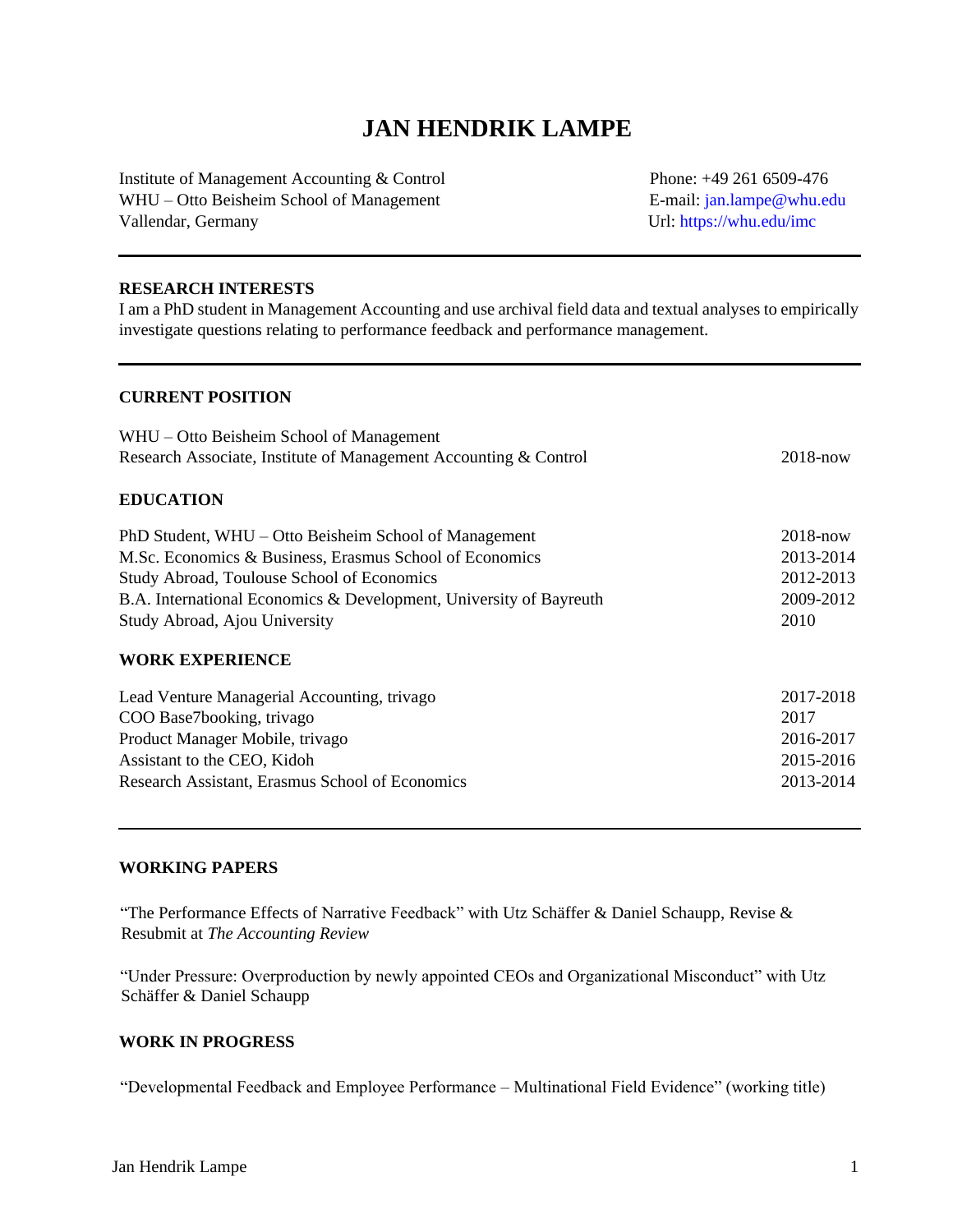# JAN HENDRIK LAMPE

Institute of Management Accounting & Control
WHU – Otto Beisheim School of Management
Vallendar, Germany

Phone: +49 261 6509-476
E-mail: jan.lampe@whu.edu
Url: https://whu.edu/imc

---

## RESEARCH INTERESTS

I am a PhD student in Management Accounting and use archival field data and textual analyses to empirically investigate questions relating to performance feedback and performance management.

---

## CURRENT POSITION

WHU – Otto Beisheim School of Management
Research Associate, Institute of Management Accounting & Control — 2018-now

## EDUCATION

| | |
|---|---|
| PhD Student, WHU – Otto Beisheim School of Management | 2018-now |
| M.Sc. Economics & Business, Erasmus School of Economics | 2013-2014 |
| Study Abroad, Toulouse School of Economics | 2012-2013 |
| B.A. International Economics & Development, University of Bayreuth | 2009-2012 |
| Study Abroad, Ajou University | 2010 |

## WORK EXPERIENCE

| | |
|---|---|
| Lead Venture Managerial Accounting, trivago | 2017-2018 |
| COO Base7booking, trivago | 2017 |
| Product Manager Mobile, trivago | 2016-2017 |
| Assistant to the CEO, Kidoh | 2015-2016 |
| Research Assistant, Erasmus School of Economics | 2013-2014 |

---

## WORKING PAPERS

"The Performance Effects of Narrative Feedback" with Utz Schäffer & Daniel Schaupp, Revise & Resubmit at *The Accounting Review*

"Under Pressure: Overproduction by newly appointed CEOs and Organizational Misconduct" with Utz Schäffer & Daniel Schaupp

## WORK IN PROGRESS

"Developmental Feedback and Employee Performance – Multinational Field Evidence" (working title)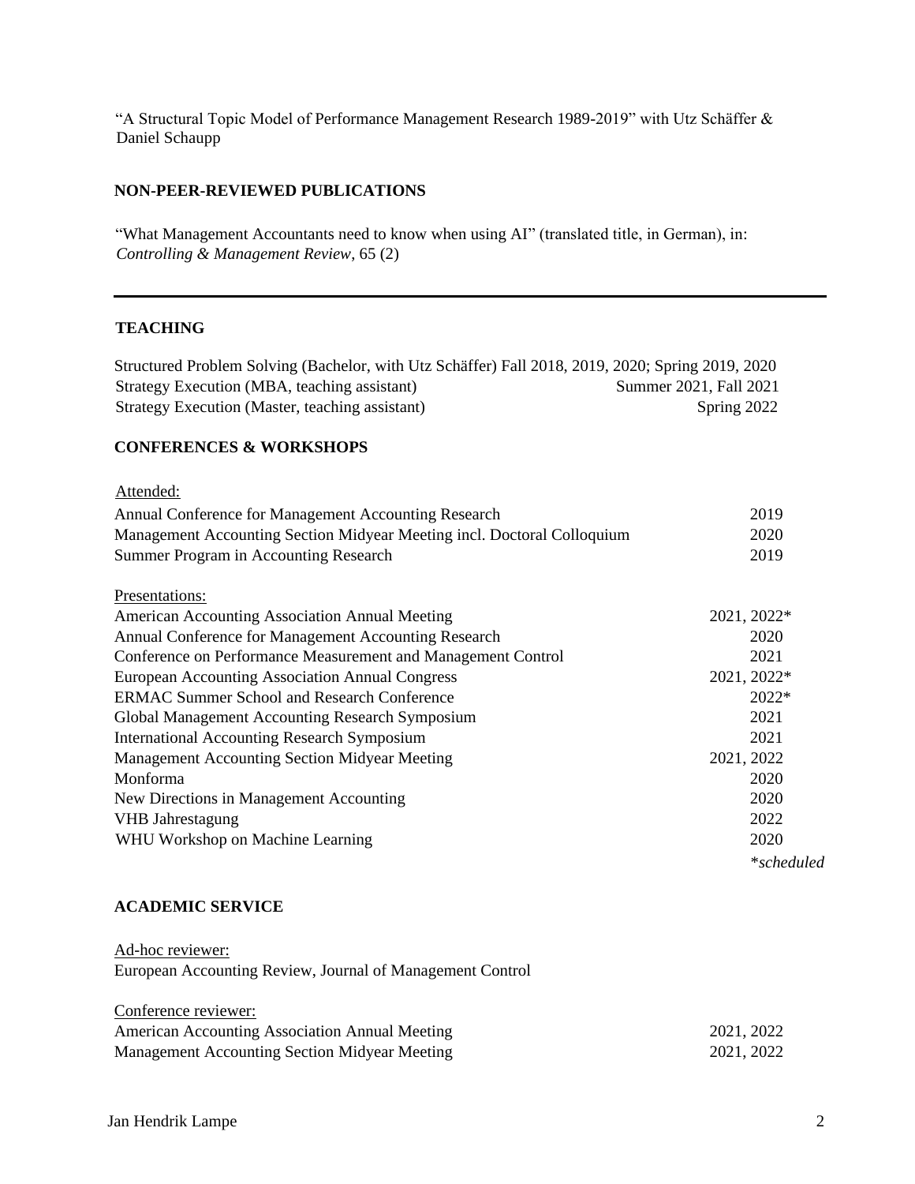"A Structural Topic Model of Performance Management Research 1989-2019" with Utz Schäffer & Daniel Schaupp

## NON-PEER-REVIEWED PUBLICATIONS

"What Management Accountants need to know when using AI" (translated title, in German), in: *Controlling & Management Review*, 65 (2)

---

## TEACHING

| | |
|---|---|
| Structured Problem Solving (Bachelor, with Utz Schäffer) Fall 2018, 2019, 2020; Spring 2019, 2020 | |
| Strategy Execution (MBA, teaching assistant) | Summer 2021, Fall 2021 |
| Strategy Execution (Master, teaching assistant) | Spring 2022 |

## CONFERENCES & WORKSHOPS

Attended:

| | |
|---|---|
| Annual Conference for Management Accounting Research | 2019 |
| Management Accounting Section Midyear Meeting incl. Doctoral Colloquium | 2020 |
| Summer Program in Accounting Research | 2019 |

Presentations:

| | |
|---|---|
| American Accounting Association Annual Meeting | 2021, 2022* |
| Annual Conference for Management Accounting Research | 2020 |
| Conference on Performance Measurement and Management Control | 2021 |
| European Accounting Association Annual Congress | 2021, 2022* |
| ERMAC Summer School and Research Conference | 2022* |
| Global Management Accounting Research Symposium | 2021 |
| International Accounting Research Symposium | 2021 |
| Management Accounting Section Midyear Meeting | 2021, 2022 |
| Monforma | 2020 |
| New Directions in Management Accounting | 2020 |
| VHB Jahrestagung | 2022 |
| WHU Workshop on Machine Learning | 2020 |

*\*scheduled*

## ACADEMIC SERVICE

Ad-hoc reviewer:
European Accounting Review, Journal of Management Control

Conference reviewer:

| | |
|---|---|
| American Accounting Association Annual Meeting | 2021, 2022 |
| Management Accounting Section Midyear Meeting | 2021, 2022 |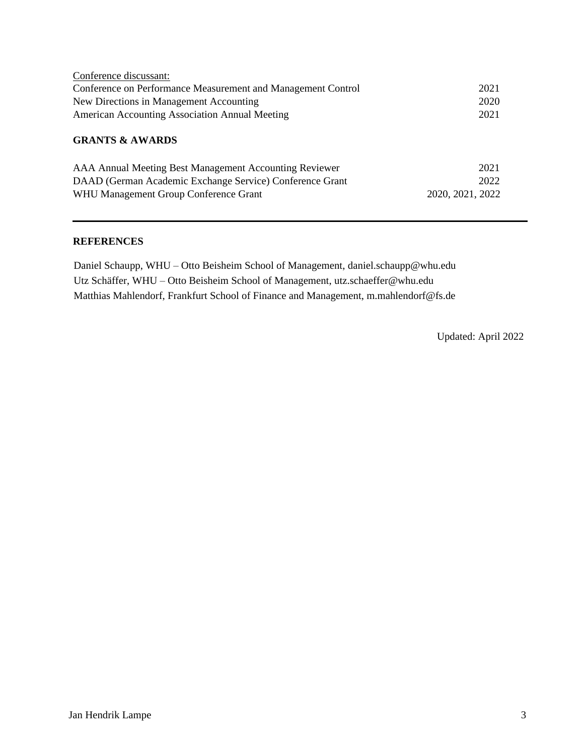Conference discussant:

| | |
|---|---|
| Conference on Performance Measurement and Management Control | 2021 |
| New Directions in Management Accounting | 2020 |
| American Accounting Association Annual Meeting | 2021 |

**GRANTS & AWARDS**

| | |
|---|---|
| AAA Annual Meeting Best Management Accounting Reviewer | 2021 |
| DAAD (German Academic Exchange Service) Conference Grant | 2022 |
| WHU Management Group Conference Grant | 2020, 2021, 2022 |

---

**REFERENCES**

Daniel Schaupp, WHU – Otto Beisheim School of Management, daniel.schaupp@whu.edu
Utz Schäffer, WHU – Otto Beisheim School of Management, utz.schaeffer@whu.edu
Matthias Mahlendorf, Frankfurt School of Finance and Management, m.mahlendorf@fs.de

Updated: April 2022